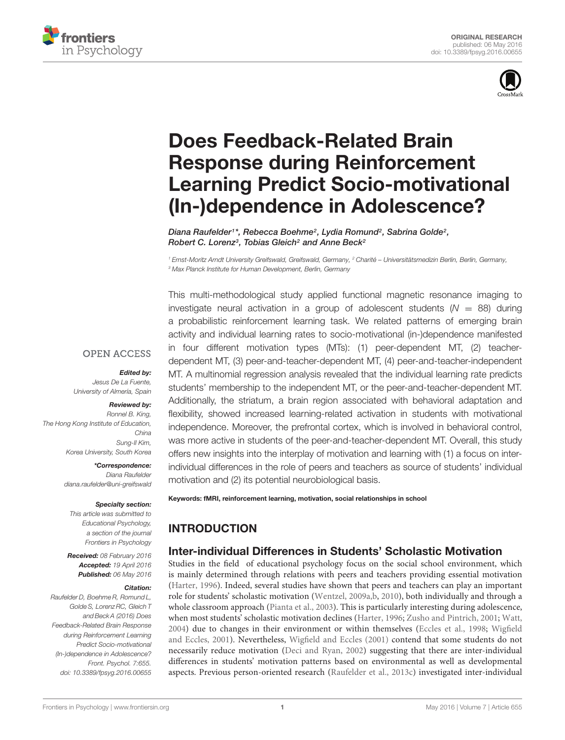ORIGINAL RESEARCH
published: 06 May 2016
doi: 10.3389/fpsyg.2016.00655

# Does Feedback-Related Brain Response during Reinforcement Learning Predict Socio-motivational (In-)dependence in Adolescence?

*Diana Raufelder[1]\*, Rebecca Boehme[2], Lydia Romund[2], Sabrina Golde[2], Robert C. Lorenz[3], Tobias Gleich[2] and Anne Beck[2]*

[1] *Ernst-Moritz Arndt University Greifswald, Greifswald, Germany,* [2] *Charité – Universitätsmedizin Berlin, Berlin, Germany,* [3] *Max Planck Institute for Human Development, Berlin, Germany*

OPEN ACCESS

***Edited by:***
*Jesus De La Fuente, University of Almería, Spain*

***Reviewed by:***
*Ronnel B. King, The Hong Kong Institute of Education, China*
*Sung-Il Kim, Korea University, South Korea*

***\*Correspondence:***
*Diana Raufelder*
*diana.raufelder@uni-greifswald*

***Specialty section:***
*This article was submitted to Educational Psychology, a section of the journal Frontiers in Psychology*

***Received:*** *08 February 2016*
***Accepted:*** *19 April 2016*
***Published:*** *06 May 2016*

***Citation:***
*Raufelder D, Boehme R, Romund L, Golde S, Lorenz RC, Gleich T and Beck A (2016) Does Feedback-Related Brain Response during Reinforcement Learning Predict Socio-motivational (In-)dependence in Adolescence? Front. Psychol. 7:655. doi: 10.3389/fpsyg.2016.00655*

This multi-methodological study applied functional magnetic resonance imaging to investigate neural activation in a group of adolescent students ($N = 88$) during a probabilistic reinforcement learning task. We related patterns of emerging brain activity and individual learning rates to socio-motivational (in-)dependence manifested in four different motivation types (MTs): (1) peer-dependent MT, (2) teacher-dependent MT, (3) peer-and-teacher-dependent MT, (4) peer-and-teacher-independent MT. A multinomial regression analysis revealed that the individual learning rate predicts students' membership to the independent MT, or the peer-and-teacher-dependent MT. Additionally, the striatum, a brain region associated with behavioral adaptation and flexibility, showed increased learning-related activation in students with motivational independence. Moreover, the prefrontal cortex, which is involved in behavioral control, was more active in students of the peer-and-teacher-dependent MT. Overall, this study offers new insights into the interplay of motivation and learning with (1) a focus on inter-individual differences in the role of peers and teachers as source of students' individual motivation and (2) its potential neurobiological basis.

**Keywords: fMRI, reinforcement learning, motivation, social relationships in school**

## INTRODUCTION

### Inter-individual Differences in Students' Scholastic Motivation

Studies in the field of educational psychology focus on the social school environment, which is mainly determined through relations with peers and teachers providing essential motivation (Harter, 1996). Indeed, several studies have shown that peers and teachers can play an important role for students' scholastic motivation (Wentzel, 2009a,b, 2010), both individually and through a whole classroom approach (Pianta et al., 2003). This is particularly interesting during adolescence, when most students' scholastic motivation declines (Harter, 1996; Zusho and Pintrich, 2001; Watt, 2004) due to changes in their environment or within themselves (Eccles et al., 1998; Wigfield and Eccles, 2001). Nevertheless, Wigfield and Eccles (2001) contend that some students do not necessarily reduce motivation (Deci and Ryan, 2002) suggesting that there are inter-individual differences in students' motivation patterns based on environmental as well as developmental aspects. Previous person-oriented research (Raufelder et al., 2013c) investigated inter-individual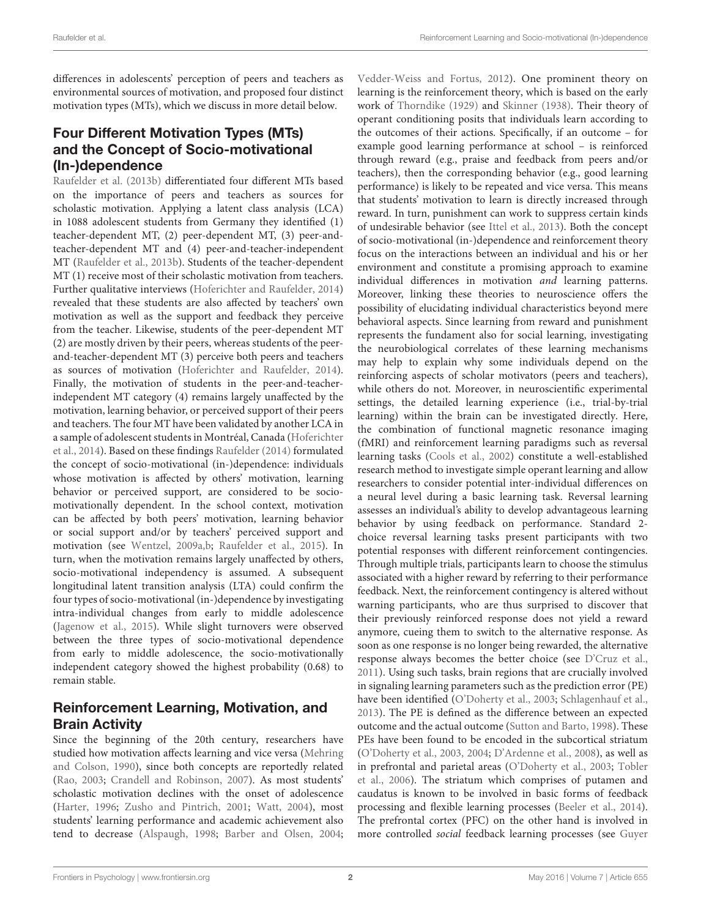differences in adolescents' perception of peers and teachers as environmental sources of motivation, and proposed four distinct motivation types (MTs), which we discuss in more detail below.

## Four Different Motivation Types (MTs) and the Concept of Socio-motivational (In-)dependence

Raufelder et al. (2013b) differentiated four different MTs based on the importance of peers and teachers as sources for scholastic motivation. Applying a latent class analysis (LCA) in 1088 adolescent students from Germany they identified (1) teacher-dependent MT, (2) peer-dependent MT, (3) peer-and-teacher-dependent MT and (4) peer-and-teacher-independent MT (Raufelder et al., 2013b). Students of the teacher-dependent MT (1) receive most of their scholastic motivation from teachers. Further qualitative interviews (Hoferichter and Raufelder, 2014) revealed that these students are also affected by teachers' own motivation as well as the support and feedback they perceive from the teacher. Likewise, students of the peer-dependent MT (2) are mostly driven by their peers, whereas students of the peer-and-teacher-dependent MT (3) perceive both peers and teachers as sources of motivation (Hoferichter and Raufelder, 2014). Finally, the motivation of students in the peer-and-teacher-independent MT category (4) remains largely unaffected by the motivation, learning behavior, or perceived support of their peers and teachers. The four MT have been validated by another LCA in a sample of adolescent students in Montréal, Canada (Hoferichter et al., 2014). Based on these findings Raufelder (2014) formulated the concept of socio-motivational (in-)dependence: individuals whose motivation is affected by others' motivation, learning behavior or perceived support, are considered to be socio-motivationally dependent. In the school context, motivation can be affected by both peers' motivation, learning behavior or social support and/or by teachers' perceived support and motivation (see Wentzel, 2009a,b; Raufelder et al., 2015). In turn, when the motivation remains largely unaffected by others, socio-motivational independency is assumed. A subsequent longitudinal latent transition analysis (LTA) could confirm the four types of socio-motivational (in-)dependence by investigating intra-individual changes from early to middle adolescence (Jagenow et al., 2015). While slight turnovers were observed between the three types of socio-motivational dependence from early to middle adolescence, the socio-motivationally independent category showed the highest probability (0.68) to remain stable.

## Reinforcement Learning, Motivation, and Brain Activity

Since the beginning of the 20th century, researchers have studied how motivation affects learning and vice versa (Mehring and Colson, 1990), since both concepts are reportedly related (Rao, 2003; Crandell and Robinson, 2007). As most students' scholastic motivation declines with the onset of adolescence (Harter, 1996; Zusho and Pintrich, 2001; Watt, 2004), most students' learning performance and academic achievement also tend to decrease (Alspaugh, 1998; Barber and Olsen, 2004; Vedder-Weiss and Fortus, 2012). One prominent theory on learning is the reinforcement theory, which is based on the early work of Thorndike (1929) and Skinner (1938). Their theory of operant conditioning posits that individuals learn according to the outcomes of their actions. Specifically, if an outcome – for example good learning performance at school – is reinforced through reward (e.g., praise and feedback from peers and/or teachers), then the corresponding behavior (e.g., good learning performance) is likely to be repeated and vice versa. This means that students' motivation to learn is directly increased through reward. In turn, punishment can work to suppress certain kinds of undesirable behavior (see Ittel et al., 2013). Both the concept of socio-motivational (in-)dependence and reinforcement theory focus on the interactions between an individual and his or her environment and constitute a promising approach to examine individual differences in motivation *and* learning patterns. Moreover, linking these theories to neuroscience offers the possibility of elucidating individual characteristics beyond mere behavioral aspects. Since learning from reward and punishment represents the fundament also for social learning, investigating the neurobiological correlates of these learning mechanisms may help to explain why some individuals depend on the reinforcing aspects of scholar motivators (peers and teachers), while others do not. Moreover, in neuroscientific experimental settings, the detailed learning experience (i.e., trial-by-trial learning) within the brain can be investigated directly. Here, the combination of functional magnetic resonance imaging (fMRI) and reinforcement learning paradigms such as reversal learning tasks (Cools et al., 2002) constitute a well-established research method to investigate simple operant learning and allow researchers to consider potential inter-individual differences on a neural level during a basic learning task. Reversal learning assesses an individual's ability to develop advantageous learning behavior by using feedback on performance. Standard 2-choice reversal learning tasks present participants with two potential responses with different reinforcement contingencies. Through multiple trials, participants learn to choose the stimulus associated with a higher reward by referring to their performance feedback. Next, the reinforcement contingency is altered without warning participants, who are thus surprised to discover that their previously reinforced response does not yield a reward anymore, cueing them to switch to the alternative response. As soon as one response is no longer being rewarded, the alternative response always becomes the better choice (see D'Cruz et al., 2011). Using such tasks, brain regions that are crucially involved in signaling learning parameters such as the prediction error (PE) have been identified (O'Doherty et al., 2003; Schlagenhauf et al., 2013). The PE is defined as the difference between an expected outcome and the actual outcome (Sutton and Barto, 1998). These PEs have been found to be encoded in the subcortical striatum (O'Doherty et al., 2003, 2004; D'Ardenne et al., 2008), as well as in prefrontal and parietal areas (O'Doherty et al., 2003; Tobler et al., 2006). The striatum which comprises of putamen and caudatus is known to be involved in basic forms of feedback processing and flexible learning processes (Beeler et al., 2014). The prefrontal cortex (PFC) on the other hand is involved in more controlled *social* feedback learning processes (see Guyer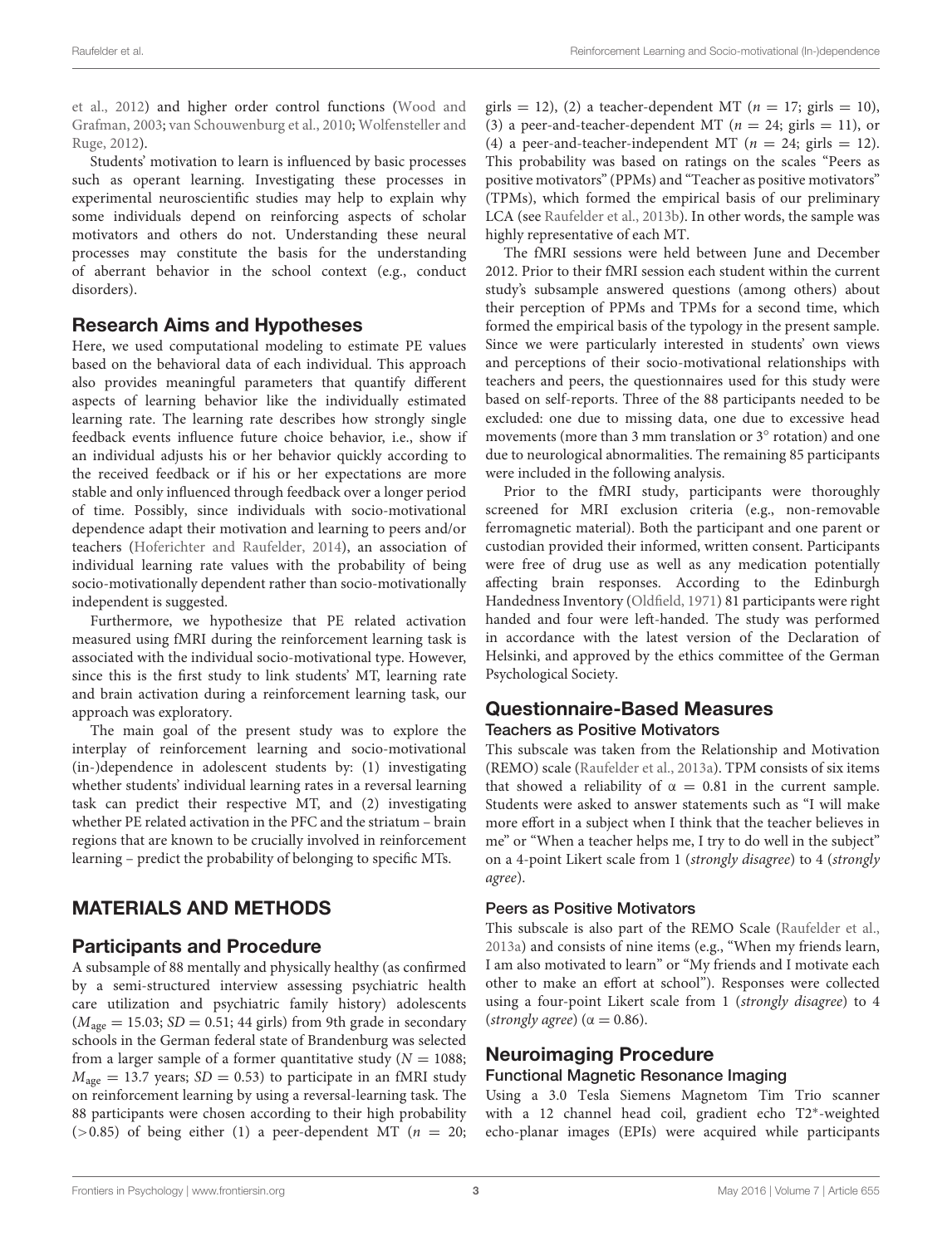et al., 2012) and higher order control functions (Wood and Grafman, 2003; van Schouwenburg et al., 2010; Wolfensteller and Ruge, 2012).

Students' motivation to learn is influenced by basic processes such as operant learning. Investigating these processes in experimental neuroscientific studies may help to explain why some individuals depend on reinforcing aspects of scholar motivators and others do not. Understanding these neural processes may constitute the basis for the understanding of aberrant behavior in the school context (e.g., conduct disorders).

## Research Aims and Hypotheses

Here, we used computational modeling to estimate PE values based on the behavioral data of each individual. This approach also provides meaningful parameters that quantify different aspects of learning behavior like the individually estimated learning rate. The learning rate describes how strongly single feedback events influence future choice behavior, i.e., show if an individual adjusts his or her behavior quickly according to the received feedback or if his or her expectations are more stable and only influenced through feedback over a longer period of time. Possibly, since individuals with socio-motivational dependence adapt their motivation and learning to peers and/or teachers (Hoferichter and Raufelder, 2014), an association of individual learning rate values with the probability of being socio-motivationally dependent rather than socio-motivationally independent is suggested.

Furthermore, we hypothesize that PE related activation measured using fMRI during the reinforcement learning task is associated with the individual socio-motivational type. However, since this is the first study to link students' MT, learning rate and brain activation during a reinforcement learning task, our approach was exploratory.

The main goal of the present study was to explore the interplay of reinforcement learning and socio-motivational (in-)dependence in adolescent students by: (1) investigating whether students' individual learning rates in a reversal learning task can predict their respective MT, and (2) investigating whether PE related activation in the PFC and the striatum – brain regions that are known to be crucially involved in reinforcement learning – predict the probability of belonging to specific MTs.

# MATERIALS AND METHODS

## Participants and Procedure

A subsample of 88 mentally and physically healthy (as confirmed by a semi-structured interview assessing psychiatric health care utilization and psychiatric family history) adolescents ($M_{age} = 15.03$; $SD = 0.51$; 44 girls) from 9th grade in secondary schools in the German federal state of Brandenburg was selected from a larger sample of a former quantitative study ($N = 1088$; $M_{age} = 13.7$ years; $SD = 0.53$) to participate in an fMRI study on reinforcement learning by using a reversal-learning task. The 88 participants were chosen according to their high probability (>0.85) of being either (1) a peer-dependent MT ($n = 20$; girls = 12), (2) a teacher-dependent MT ($n = 17$; girls = 10), (3) a peer-and-teacher-dependent MT ($n = 24$; girls = 11), or (4) a peer-and-teacher-independent MT ($n = 24$; girls = 12). This probability was based on ratings on the scales "Peers as positive motivators" (PPMs) and "Teacher as positive motivators" (TPMs), which formed the empirical basis of our preliminary LCA (see Raufelder et al., 2013b). In other words, the sample was highly representative of each MT.

The fMRI sessions were held between June and December 2012. Prior to their fMRI session each student within the current study's subsample answered questions (among others) about their perception of PPMs and TPMs for a second time, which formed the empirical basis of the typology in the present sample. Since we were particularly interested in students' own views and perceptions of their socio-motivational relationships with teachers and peers, the questionnaires used for this study were based on self-reports. Three of the 88 participants needed to be excluded: one due to missing data, one due to excessive head movements (more than 3 mm translation or 3° rotation) and one due to neurological abnormalities. The remaining 85 participants were included in the following analysis.

Prior to the fMRI study, participants were thoroughly screened for MRI exclusion criteria (e.g., non-removable ferromagnetic material). Both the participant and one parent or custodian provided their informed, written consent. Participants were free of drug use as well as any medication potentially affecting brain responses. According to the Edinburgh Handedness Inventory (Oldfield, 1971) 81 participants were right handed and four were left-handed. The study was performed in accordance with the latest version of the Declaration of Helsinki, and approved by the ethics committee of the German Psychological Society.

## Questionnaire-Based Measures

### Teachers as Positive Motivators

This subscale was taken from the Relationship and Motivation (REMO) scale (Raufelder et al., 2013a). TPM consists of six items that showed a reliability of $\alpha = 0.81$ in the current sample. Students were asked to answer statements such as "I will make more effort in a subject when I think that the teacher believes in me" or "When a teacher helps me, I try to do well in the subject" on a 4-point Likert scale from 1 (*strongly disagree*) to 4 (*strongly agree*).

### Peers as Positive Motivators

This subscale is also part of the REMO Scale (Raufelder et al., 2013a) and consists of nine items (e.g., "When my friends learn, I am also motivated to learn" or "My friends and I motivate each other to make an effort at school"). Responses were collected using a four-point Likert scale from 1 (*strongly disagree*) to 4 (*strongly agree*) ($\alpha = 0.86$).

## Neuroimaging Procedure

### Functional Magnetic Resonance Imaging

Using a 3.0 Tesla Siemens Magnetom Tim Trio scanner with a 12 channel head coil, gradient echo T2*-weighted echo-planar images (EPIs) were acquired while participants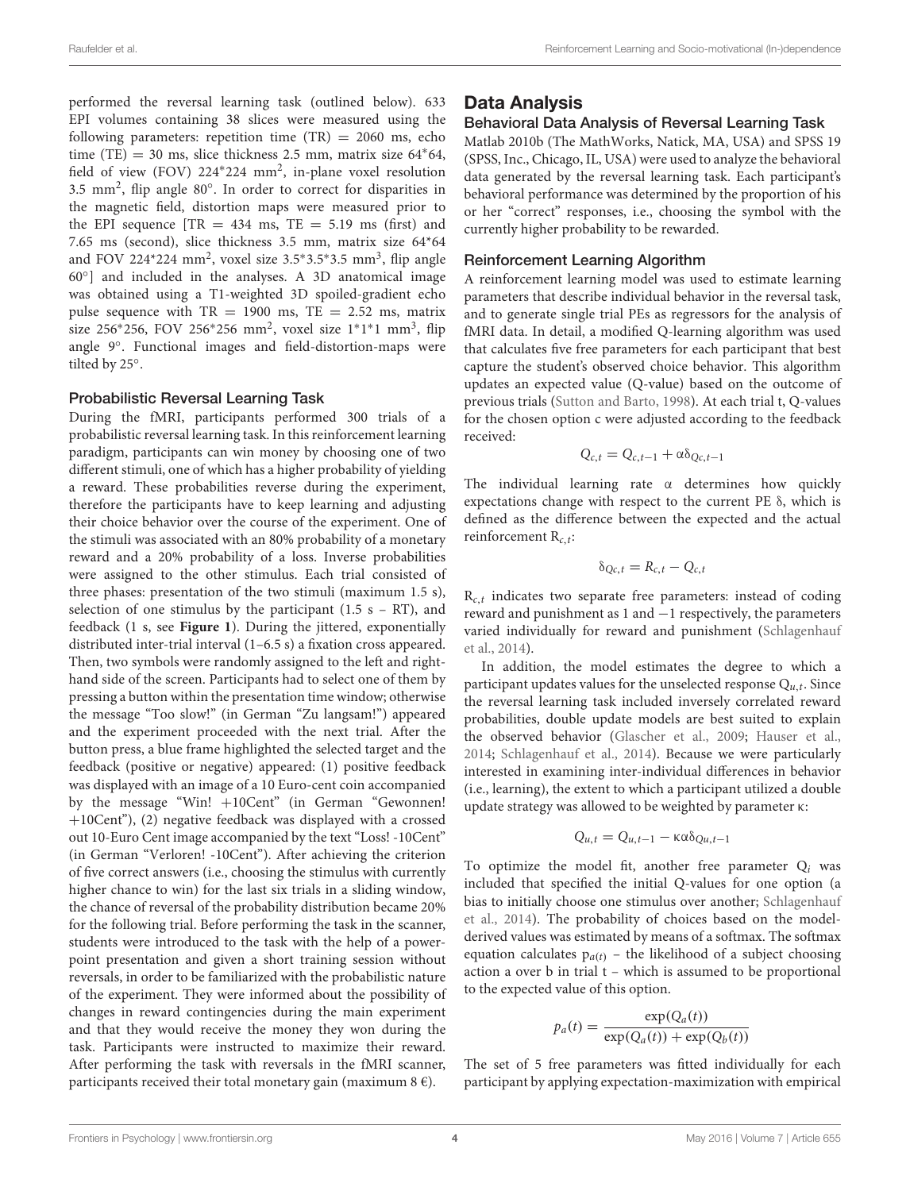performed the reversal learning task (outlined below). 633 EPI volumes containing 38 slices were measured using the following parameters: repetition time (TR) = 2060 ms, echo time (TE) = 30 ms, slice thickness 2.5 mm, matrix size 64*64, field of view (FOV) 224*224 mm$^2$, in-plane voxel resolution 3.5 mm$^2$, flip angle 80°. In order to correct for disparities in the magnetic field, distortion maps were measured prior to the EPI sequence [TR = 434 ms, TE = 5.19 ms (first) and 7.65 ms (second), slice thickness 3.5 mm, matrix size 64*64 and FOV 224*224 mm$^2$, voxel size 3.5*3.5*3.5 mm$^3$, flip angle 60°] and included in the analyses. A 3D anatomical image was obtained using a T1-weighted 3D spoiled-gradient echo pulse sequence with TR = 1900 ms, TE = 2.52 ms, matrix size 256*256, FOV 256*256 mm$^2$, voxel size 1*1*1 mm$^3$, flip angle 9°. Functional images and field-distortion-maps were tilted by 25°.

### Probabilistic Reversal Learning Task

During the fMRI, participants performed 300 trials of a probabilistic reversal learning task. In this reinforcement learning paradigm, participants can win money by choosing one of two different stimuli, one of which has a higher probability of yielding a reward. These probabilities reverse during the experiment, therefore the participants have to keep learning and adjusting their choice behavior over the course of the experiment. One of the stimuli was associated with an 80% probability of a monetary reward and a 20% probability of a loss. Inverse probabilities were assigned to the other stimulus. Each trial consisted of three phases: presentation of the two stimuli (maximum 1.5 s), selection of one stimulus by the participant (1.5 s – RT), and feedback (1 s, see **Figure 1**). During the jittered, exponentially distributed inter-trial interval (1–6.5 s) a fixation cross appeared. Then, two symbols were randomly assigned to the left and right-hand side of the screen. Participants had to select one of them by pressing a button within the presentation time window; otherwise the message "Too slow!" (in German "Zu langsam!") appeared and the experiment proceeded with the next trial. After the button press, a blue frame highlighted the selected target and the feedback (positive or negative) appeared: (1) positive feedback was displayed with an image of a 10 Euro-cent coin accompanied by the message "Win! +10Cent" (in German "Gewonnen! +10Cent"), (2) negative feedback was displayed with a crossed out 10-Euro Cent image accompanied by the text "Loss! -10Cent" (in German "Verloren! -10Cent"). After achieving the criterion of five correct answers (i.e., choosing the stimulus with currently higher chance to win) for the last six trials in a sliding window, the chance of reversal of the probability distribution became 20% for the following trial. Before performing the task in the scanner, students were introduced to the task with the help of a power-point presentation and given a short training session without reversals, in order to be familiarized with the probabilistic nature of the experiment. They were informed about the possibility of changes in reward contingencies during the main experiment and that they would receive the money they won during the task. Participants were instructed to maximize their reward. After performing the task with reversals in the fMRI scanner, participants received their total monetary gain (maximum 8 €).

## Data Analysis

### Behavioral Data Analysis of Reversal Learning Task

Matlab 2010b (The MathWorks, Natick, MA, USA) and SPSS 19 (SPSS, Inc., Chicago, IL, USA) were used to analyze the behavioral data generated by the reversal learning task. Each participant's behavioral performance was determined by the proportion of his or her "correct" responses, i.e., choosing the symbol with the currently higher probability to be rewarded.

### Reinforcement Learning Algorithm

A reinforcement learning model was used to estimate learning parameters that describe individual behavior in the reversal task, and to generate single trial PEs as regressors for the analysis of fMRI data. In detail, a modified Q-learning algorithm was used that calculates five free parameters for each participant that best capture the student's observed choice behavior. This algorithm updates an expected value (Q-value) based on the outcome of previous trials (Sutton and Barto, 1998). At each trial t, Q-values for the chosen option c were adjusted according to the feedback received:

$$Q_{c,t} = Q_{c,t-1} + \alpha\delta_{Qc,t-1}$$

The individual learning rate $\alpha$ determines how quickly expectations change with respect to the current PE $\delta$, which is defined as the difference between the expected and the actual reinforcement $R_{c,t}$:

$$\delta_{Qc,t} = R_{c,t} - Q_{c,t}$$

$R_{c,t}$ indicates two separate free parameters: instead of coding reward and punishment as 1 and −1 respectively, the parameters varied individually for reward and punishment (Schlagenhauf et al., 2014).

In addition, the model estimates the degree to which a participant updates values for the unselected response $Q_{u,t}$. Since the reversal learning task included inversely correlated reward probabilities, double update models are best suited to explain the observed behavior (Glascher et al., 2009; Hauser et al., 2014; Schlagenhauf et al., 2014). Because we were particularly interested in examining inter-individual differences in behavior (i.e., learning), the extent to which a participant utilized a double update strategy was allowed to be weighted by parameter $\kappa$:

$$Q_{u,t} = Q_{u,t-1} - \kappa\alpha\delta_{Qu,t-1}$$

To optimize the model fit, another free parameter $Q_i$ was included that specified the initial Q-values for one option (a bias to initially choose one stimulus over another; Schlagenhauf et al., 2014). The probability of choices based on the model-derived values was estimated by means of a softmax. The softmax equation calculates $p_{a(t)}$ – the likelihood of a subject choosing action a over b in trial t – which is assumed to be proportional to the expected value of this option.

$$p_a(t) = \frac{\exp(Q_a(t))}{\exp(Q_a(t)) + \exp(Q_b(t))}$$

The set of 5 free parameters was fitted individually for each participant by applying expectation-maximization with empirical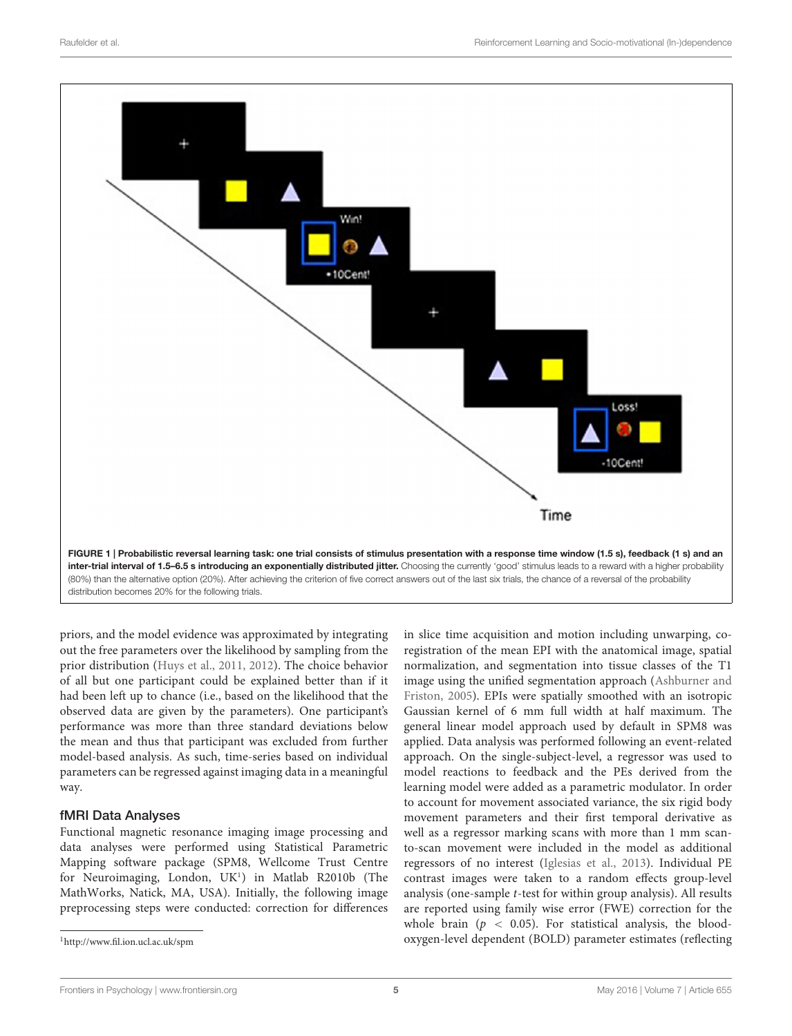**FIGURE 1 | Probabilistic reversal learning task: one trial consists of stimulus presentation with a response time window (1.5 s), feedback (1 s) and an inter-trial interval of 1.5–6.5 s introducing an exponentially distributed jitter.** Choosing the currently 'good' stimulus leads to a reward with a higher probability (80%) than the alternative option (20%). After achieving the criterion of five correct answers out of the last six trials, the chance of a reversal of the probability distribution becomes 20% for the following trials.

priors, and the model evidence was approximated by integrating out the free parameters over the likelihood by sampling from the prior distribution (Huys et al., 2011, 2012). The choice behavior of all but one participant could be explained better than if it had been left up to chance (i.e., based on the likelihood that the observed data are given by the parameters). One participant's performance was more than three standard deviations below the mean and thus that participant was excluded from further model-based analysis. As such, time-series based on individual parameters can be regressed against imaging data in a meaningful way.

### fMRI Data Analyses

Functional magnetic resonance imaging image processing and data analyses were performed using Statistical Parametric Mapping software package (SPM8, Wellcome Trust Centre for Neuroimaging, London, UK[1]) in Matlab R2010b (The MathWorks, Natick, MA, USA). Initially, the following image preprocessing steps were conducted: correction for differences in slice time acquisition and motion including unwarping, co-registration of the mean EPI with the anatomical image, spatial normalization, and segmentation into tissue classes of the T1 image using the unified segmentation approach (Ashburner and Friston, 2005). EPIs were spatially smoothed with an isotropic Gaussian kernel of 6 mm full width at half maximum. The general linear model approach used by default in SPM8 was applied. Data analysis was performed following an event-related approach. On the single-subject-level, a regressor was used to model reactions to feedback and the PEs derived from the learning model were added as a parametric modulator. In order to account for movement associated variance, the six rigid body movement parameters and their first temporal derivative as well as a regressor marking scans with more than 1 mm scan-to-scan movement were included in the model as additional regressors of no interest (Iglesias et al., 2013). Individual PE contrast images were taken to a random effects group-level analysis (one-sample $t$-test for within group analysis). All results are reported using family wise error (FWE) correction for the whole brain ($p < 0.05$). For statistical analysis, the blood-oxygen-level dependent (BOLD) parameter estimates (reflecting

[1] http://www.fil.ion.ucl.ac.uk/spm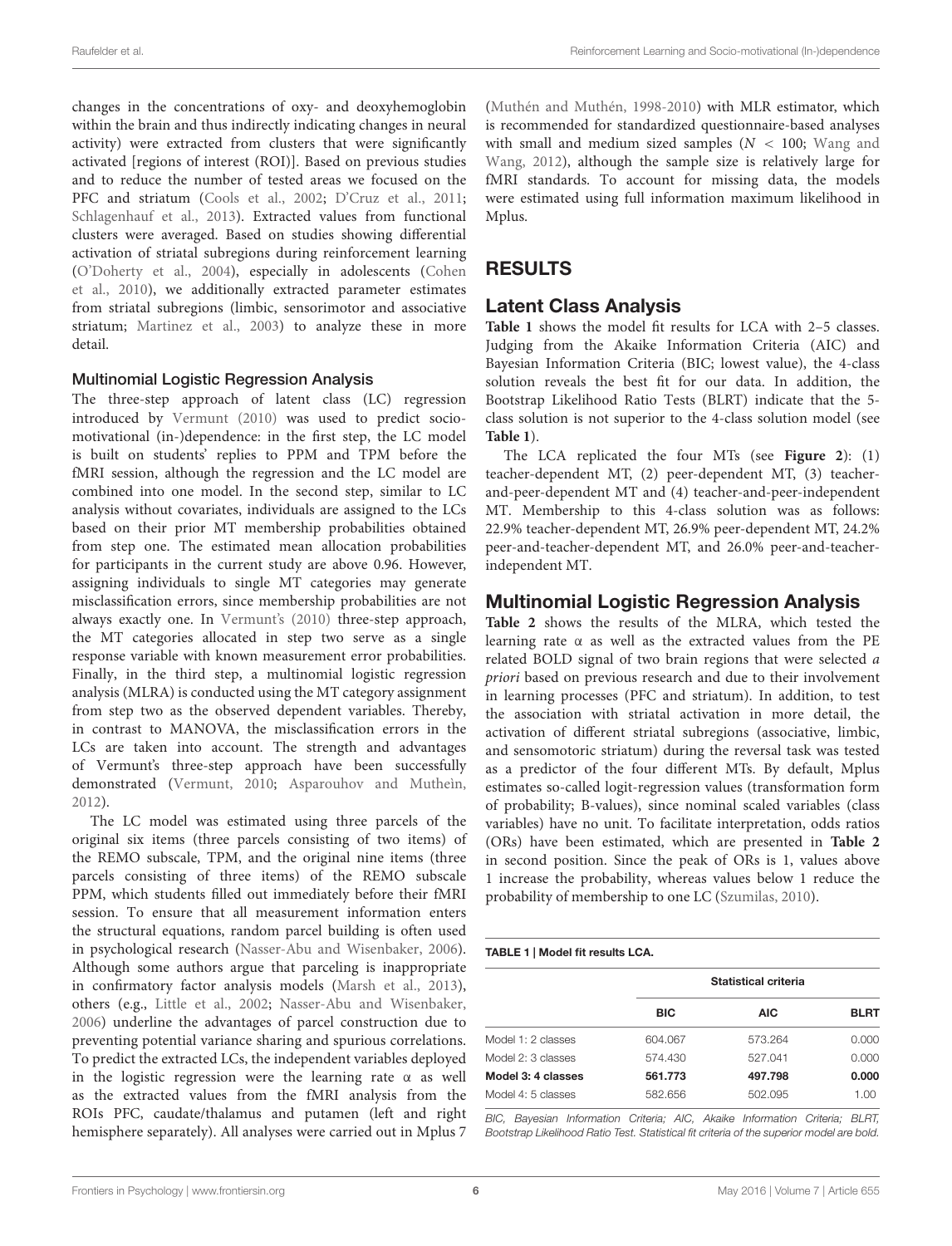changes in the concentrations of oxy- and deoxyhemoglobin within the brain and thus indirectly indicating changes in neural activity) were extracted from clusters that were significantly activated [regions of interest (ROI)]. Based on previous studies and to reduce the number of tested areas we focused on the PFC and striatum (Cools et al., 2002; D'Cruz et al., 2011; Schlagenhauf et al., 2013). Extracted values from functional clusters were averaged. Based on studies showing differential activation of striatal subregions during reinforcement learning (O'Doherty et al., 2004), especially in adolescents (Cohen et al., 2010), we additionally extracted parameter estimates from striatal subregions (limbic, sensorimotor and associative striatum; Martinez et al., 2003) to analyze these in more detail.

### Multinomial Logistic Regression Analysis

The three-step approach of latent class (LC) regression introduced by Vermunt (2010) was used to predict socio-motivational (in-)dependence: in the first step, the LC model is built on students' replies to PPM and TPM before the fMRI session, although the regression and the LC model are combined into one model. In the second step, similar to LC analysis without covariates, individuals are assigned to the LCs based on their prior MT membership probabilities obtained from step one. The estimated mean allocation probabilities for participants in the current study are above 0.96. However, assigning individuals to single MT categories may generate misclassification errors, since membership probabilities are not always exactly one. In Vermunt's (2010) three-step approach, the MT categories allocated in step two serve as a single response variable with known measurement error probabilities. Finally, in the third step, a multinomial logistic regression analysis (MLRA) is conducted using the MT category assignment from step two as the observed dependent variables. Thereby, in contrast to MANOVA, the misclassification errors in the LCs are taken into account. The strength and advantages of Vermunt's three-step approach have been successfully demonstrated (Vermunt, 2010; Asparouhov and Mutheìn, 2012).

The LC model was estimated using three parcels of the original six items (three parcels consisting of two items) of the REMO subscale, TPM, and the original nine items (three parcels consisting of three items) of the REMO subscale PPM, which students filled out immediately before their fMRI session. To ensure that all measurement information enters the structural equations, random parcel building is often used in psychological research (Nasser-Abu and Wisenbaker, 2006). Although some authors argue that parceling is inappropriate in confirmatory factor analysis models (Marsh et al., 2013), others (e.g., Little et al., 2002; Nasser-Abu and Wisenbaker, 2006) underline the advantages of parcel construction due to preventing potential variance sharing and spurious correlations. To predict the extracted LCs, the independent variables deployed in the logistic regression were the learning rate α as well as the extracted values from the fMRI analysis from the ROIs PFC, caudate/thalamus and putamen (left and right hemisphere separately). All analyses were carried out in Mplus 7 (Muthén and Muthén, 1998-2010) with MLR estimator, which is recommended for standardized questionnaire-based analyses with small and medium sized samples ($N < 100$; Wang and Wang, 2012), although the sample size is relatively large for fMRI standards. To account for missing data, the models were estimated using full information maximum likelihood in Mplus.

## RESULTS

### Latent Class Analysis

**Table 1** shows the model fit results for LCA with 2–5 classes. Judging from the Akaike Information Criteria (AIC) and Bayesian Information Criteria (BIC; lowest value), the 4-class solution reveals the best fit for our data. In addition, the Bootstrap Likelihood Ratio Tests (BLRT) indicate that the 5-class solution is not superior to the 4-class solution model (see **Table 1**).

The LCA replicated the four MTs (see **Figure 2**): (1) teacher-dependent MT, (2) peer-dependent MT, (3) teacher-and-peer-dependent MT and (4) teacher-and-peer-independent MT. Membership to this 4-class solution was as follows: 22.9% teacher-dependent MT, 26.9% peer-dependent MT, 24.2% peer-and-teacher-dependent MT, and 26.0% peer-and-teacher-independent MT.

### Multinomial Logistic Regression Analysis

**Table 2** shows the results of the MLRA, which tested the learning rate α as well as the extracted values from the PE related BOLD signal of two brain regions that were selected *a priori* based on previous research and due to their involvement in learning processes (PFC and striatum). In addition, to test the association with striatal activation in more detail, the activation of different striatal subregions (associative, limbic, and sensomotoric striatum) during the reversal task was tested as a predictor of the four different MTs. By default, Mplus estimates so-called logit-regression values (transformation form of probability; B-values), since nominal scaled variables (class variables) have no unit. To facilitate interpretation, odds ratios (ORs) have been estimated, which are presented in **Table 2** in second position. Since the peak of ORs is 1, values above 1 increase the probability, whereas values below 1 reduce the probability of membership to one LC (Szumilas, 2010).

**TABLE 1 | Model fit results LCA.**

| | Statistical criteria | | |
|---|---|---|---|
| | BIC | AIC | BLRT |
| Model 1: 2 classes | 604.067 | 573.264 | 0.000 |
| Model 2: 3 classes | 574.430 | 527.041 | 0.000 |
| **Model 3: 4 classes** | **561.773** | **497.798** | **0.000** |
| Model 4: 5 classes | 582.656 | 502.095 | 1.00 |

*BIC, Bayesian Information Criteria; AIC, Akaike Information Criteria; BLRT, Bootstrap Likelihood Ratio Test. Statistical fit criteria of the superior model are bold.*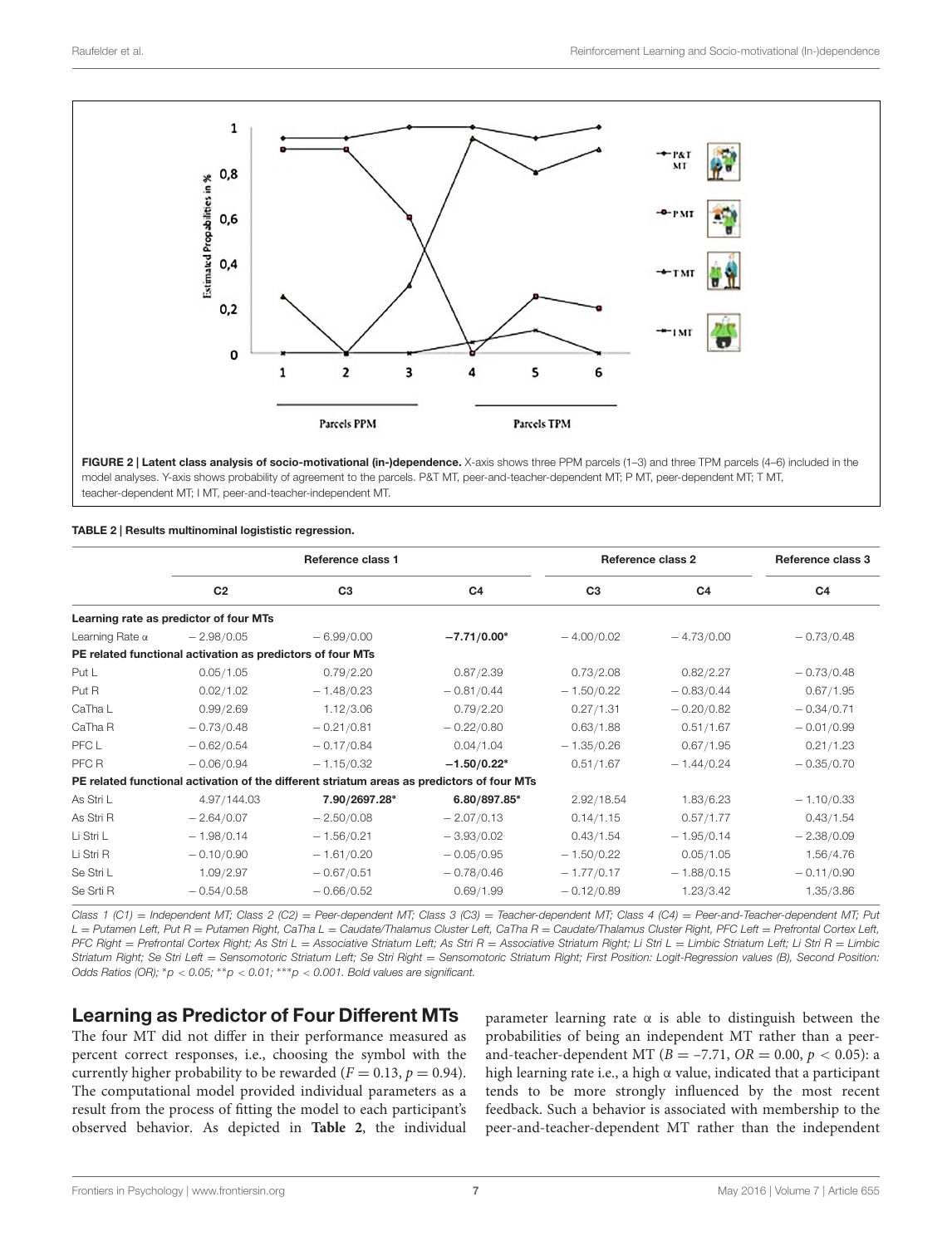FIGURE 2 | **Latent class analysis of socio-motivational (in-)dependence.** X-axis shows three PPM parcels (1–3) and three TPM parcels (4–6) included in the model analyses. Y-axis shows probability of agreement to the parcels. P&T MT, peer-and-teacher-dependent MT; P MT, peer-dependent MT; T MT, teacher-dependent MT; I MT, peer-and-teacher-independent MT.

**TABLE 2 | Results multinominal logistic regression.**

| | Reference class 1 | | | Reference class 2 | | Reference class 3 |
|---|---|---|---|---|---|---|
| | C2 | C3 | C4 | C3 | C4 | C4 |
| **Learning rate as predictor of four MTs** | | | | | | |
| Learning Rate α | −2.98/0.05 | −6.99/0.00 | **−7.71/0.00*** | −4.00/0.02 | −4.73/0.00 | −0.73/0.48 |
| **PE related functional activation as predictors of four MTs** | | | | | | |
| Put L | 0.05/1.05 | 0.79/2.20 | 0.87/2.39 | 0.73/2.08 | 0.82/2.27 | −0.73/0.48 |
| Put R | 0.02/1.02 | −1.48/0.23 | −0.81/0.44 | −1.50/0.22 | −0.83/0.44 | 0.67/1.95 |
| CaTha L | 0.99/2.69 | 1.12/3.06 | 0.79/2.20 | 0.27/1.31 | −0.20/0.82 | −0.34/0.71 |
| CaTha R | −0.73/0.48 | −0.21/0.81 | −0.22/0.80 | 0.63/1.88 | 0.51/1.67 | −0.01/0.99 |
| PFC L | −0.62/0.54 | −0.17/0.84 | 0.04/1.04 | −1.35/0.26 | 0.67/1.95 | 0.21/1.23 |
| PFC R | −0.06/0.94 | −1.15/0.32 | **−1.50/0.22*** | 0.51/1.67 | −1.44/0.24 | −0.35/0.70 |
| **PE related functional activation of the different striatum areas as predictors of four MTs** | | | | | | |
| As Stri L | 4.97/144.03 | **7.90/2697.28*** | **6.80/897.85*** | 2.92/18.54 | 1.83/6.23 | −1.10/0.33 |
| As Stri R | −2.64/0.07 | −2.50/0.08 | −2.07/0.13 | 0.14/1.15 | 0.57/1.77 | 0.43/1.54 |
| Li Stri L | −1.98/0.14 | −1.56/0.21 | −3.93/0.02 | 0.43/1.54 | −1.95/0.14 | −2.38/0.09 |
| Li Stri R | −0.10/0.90 | −1.61/0.20 | −0.05/0.95 | −1.50/0.22 | 0.05/1.05 | 1.56/4.76 |
| Se Stri L | 1.09/2.97 | −0.67/0.51 | −0.78/0.46 | −1.77/0.17 | −1.88/0.15 | −0.11/0.90 |
| Se Srti R | −0.54/0.58 | −0.66/0.52 | 0.69/1.99 | −0.12/0.89 | 1.23/3.42 | 1.35/3.86 |

*Class 1 (C1) = Independent MT; Class 2 (C2) = Peer-dependent MT; Class 3 (C3) = Teacher-dependent MT; Class 4 (C4) = Peer-and-Teacher-dependent MT; Put L = Putamen Left, Put R = Putamen Right, CaTha L = Caudate/Thalamus Cluster Left, CaTha R = Caudate/Thalamus Cluster Right, PFC Left = Prefrontal Cortex Left, PFC Right = Prefrontal Cortex Right; As Stri L = Associative Striatum Left; As Stri R = Associative Striatum Right; Li Stri L = Limbic Striatum Left; Li Stri R = Limbic Striatum Right; Se Stri Left = Sensomotoric Striatum Left; Se Stri Right = Sensomotoric Striatum Right; First Position: Logit-Regression values (B), Second Position: Odds Ratios (OR); *p < 0.05; **p < 0.01; ***p < 0.001. Bold values are significant.*

## Learning as Predictor of Four Different MTs

The four MT did not differ in their performance measured as percent correct responses, i.e., choosing the symbol with the currently higher probability to be rewarded ($F = 0.13$, $p = 0.94$). The computational model provided individual parameters as a result from the process of fitting the model to each participant's observed behavior. As depicted in **Table 2**, the individual parameter learning rate α is able to distinguish between the probabilities of being an independent MT rather than a peer-and-teacher-dependent MT ($B = -7.71$, $OR = 0.00$, $p < 0.05$): a high learning rate i.e., a high α value, indicated that a participant tends to be more strongly influenced by the most recent feedback. Such a behavior is associated with membership to the peer-and-teacher-dependent MT rather than the independent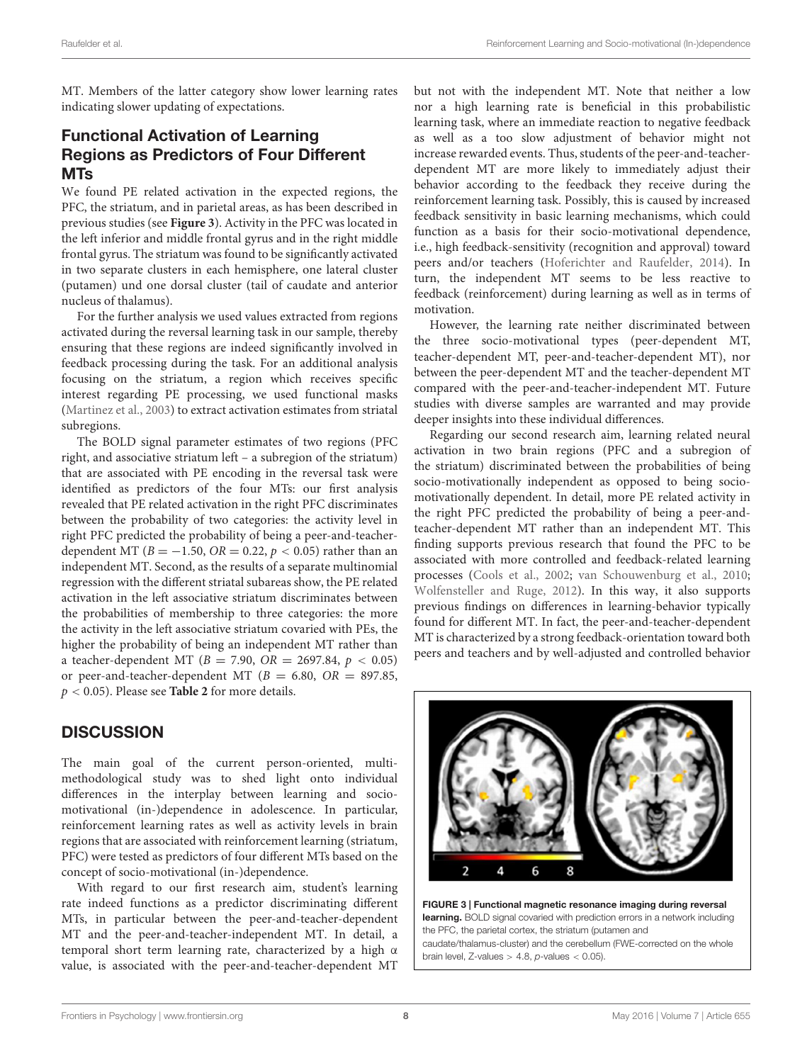MT. Members of the latter category show lower learning rates indicating slower updating of expectations.

## Functional Activation of Learning Regions as Predictors of Four Different MTs

We found PE related activation in the expected regions, the PFC, the striatum, and in parietal areas, as has been described in previous studies (see **Figure 3**). Activity in the PFC was located in the left inferior and middle frontal gyrus and in the right middle frontal gyrus. The striatum was found to be significantly activated in two separate clusters in each hemisphere, one lateral cluster (putamen) und one dorsal cluster (tail of caudate and anterior nucleus of thalamus).

For the further analysis we used values extracted from regions activated during the reversal learning task in our sample, thereby ensuring that these regions are indeed significantly involved in feedback processing during the task. For an additional analysis focusing on the striatum, a region which receives specific interest regarding PE processing, we used functional masks (Martinez et al., 2003) to extract activation estimates from striatal subregions.

The BOLD signal parameter estimates of two regions (PFC right, and associative striatum left – a subregion of the striatum) that are associated with PE encoding in the reversal task were identified as predictors of the four MTs: our first analysis revealed that PE related activation in the right PFC discriminates between the probability of two categories: the activity level in right PFC predicted the probability of being a peer-and-teacher-dependent MT ($B = -1.50$, $OR = 0.22$, $p < 0.05$) rather than an independent MT. Second, as the results of a separate multinomial regression with the different striatal subareas show, the PE related activation in the left associative striatum discriminates between the probabilities of membership to three categories: the more the activity in the left associative striatum covaried with PEs, the higher the probability of being an independent MT rather than a teacher-dependent MT ($B = 7.90$, $OR = 2697.84$, $p < 0.05$) or peer-and-teacher-dependent MT ($B = 6.80$, $OR = 897.85$, $p < 0.05$). Please see **Table 2** for more details.

# DISCUSSION

The main goal of the current person-oriented, multi-methodological study was to shed light onto individual differences in the interplay between learning and socio-motivational (in-)dependence in adolescence. In particular, reinforcement learning rates as well as activity levels in brain regions that are associated with reinforcement learning (striatum, PFC) were tested as predictors of four different MTs based on the concept of socio-motivational (in-)dependence.

With regard to our first research aim, student's learning rate indeed functions as a predictor discriminating different MTs, in particular between the peer-and-teacher-dependent MT and the peer-and-teacher-independent MT. In detail, a temporal short term learning rate, characterized by a high $\alpha$ value, is associated with the peer-and-teacher-dependent MT but not with the independent MT. Note that neither a low nor a high learning rate is beneficial in this probabilistic learning task, where an immediate reaction to negative feedback as well as a too slow adjustment of behavior might not increase rewarded events. Thus, students of the peer-and-teacher-dependent MT are more likely to immediately adjust their behavior according to the feedback they receive during the reinforcement learning task. Possibly, this is caused by increased feedback sensitivity in basic learning mechanisms, which could function as a basis for their socio-motivational dependence, i.e., high feedback-sensitivity (recognition and approval) toward peers and/or teachers (Hoferichter and Raufelder, 2014). In turn, the independent MT seems to be less reactive to feedback (reinforcement) during learning as well as in terms of motivation.

However, the learning rate neither discriminated between the three socio-motivational types (peer-dependent MT, teacher-dependent MT, peer-and-teacher-dependent MT), nor between the peer-dependent MT and the teacher-dependent MT compared with the peer-and-teacher-independent MT. Future studies with diverse samples are warranted and may provide deeper insights into these individual differences.

Regarding our second research aim, learning related neural activation in two brain regions (PFC and a subregion of the striatum) discriminated between the probabilities of being socio-motivationally independent as opposed to being socio-motivationally dependent. In detail, more PE related activity in the right PFC predicted the probability of being a peer-and-teacher-dependent MT rather than an independent MT. This finding supports previous research that found the PFC to be associated with more controlled and feedback-related learning processes (Cools et al., 2002; van Schouwenburg et al., 2010; Wolfensteller and Ruge, 2012). In this way, it also supports previous findings on differences in learning-behavior typically found for different MT. In fact, the peer-and-teacher-dependent MT is characterized by a strong feedback-orientation toward both peers and teachers and by well-adjusted and controlled behavior

**FIGURE 3 | Functional magnetic resonance imaging during reversal learning.** BOLD signal covaried with prediction errors in a network including the PFC, the parietal cortex, the striatum (putamen and caudate/thalamus-cluster) and the cerebellum (FWE-corrected on the whole brain level, Z-values > 4.8, p-values < 0.05).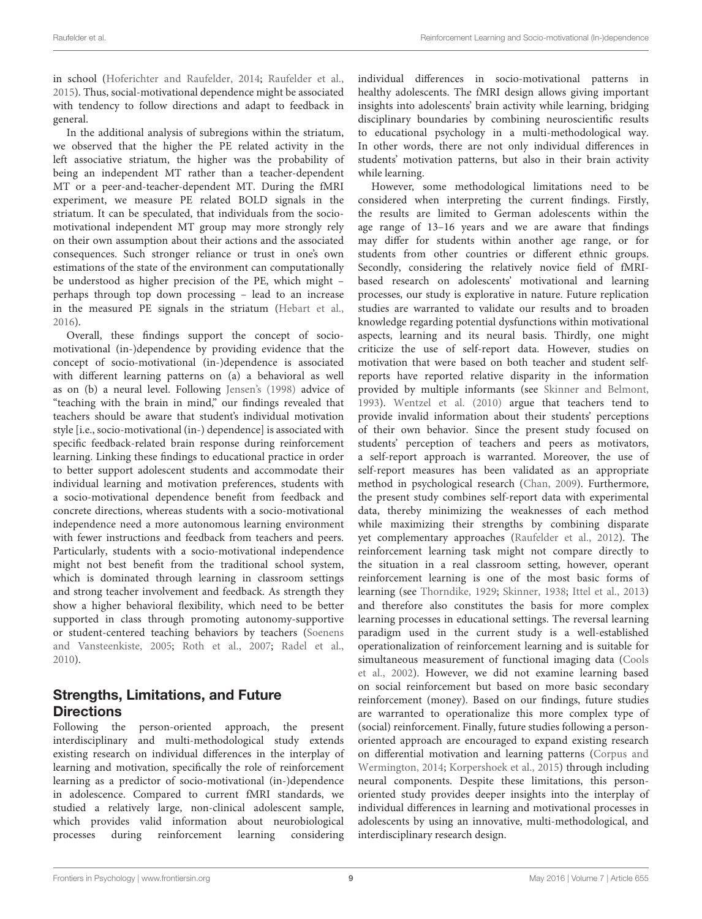in school (Hoferichter and Raufelder, 2014; Raufelder et al., 2015). Thus, social-motivational dependence might be associated with tendency to follow directions and adapt to feedback in general.

In the additional analysis of subregions within the striatum, we observed that the higher the PE related activity in the left associative striatum, the higher was the probability of being an independent MT rather than a teacher-dependent MT or a peer-and-teacher-dependent MT. During the fMRI experiment, we measure PE related BOLD signals in the striatum. It can be speculated, that individuals from the socio-motivational independent MT group may more strongly rely on their own assumption about their actions and the associated consequences. Such stronger reliance or trust in one's own estimations of the state of the environment can computationally be understood as higher precision of the PE, which might – perhaps through top down processing – lead to an increase in the measured PE signals in the striatum (Hebart et al., 2016).

Overall, these findings support the concept of socio-motivational (in-)dependence by providing evidence that the concept of socio-motivational (in-)dependence is associated with different learning patterns on (a) a behavioral as well as on (b) a neural level. Following Jensen's (1998) advice of "teaching with the brain in mind," our findings revealed that teachers should be aware that student's individual motivation style [i.e., socio-motivational (in-) dependence] is associated with specific feedback-related brain response during reinforcement learning. Linking these findings to educational practice in order to better support adolescent students and accommodate their individual learning and motivation preferences, students with a socio-motivational dependence benefit from feedback and concrete directions, whereas students with a socio-motivational independence need a more autonomous learning environment with fewer instructions and feedback from teachers and peers. Particularly, students with a socio-motivational independence might not best benefit from the traditional school system, which is dominated through learning in classroom settings and strong teacher involvement and feedback. As strength they show a higher behavioral flexibility, which need to be better supported in class through promoting autonomy-supportive or student-centered teaching behaviors by teachers (Soenens and Vansteenkiste, 2005; Roth et al., 2007; Radel et al., 2010).

## Strengths, Limitations, and Future Directions

Following the person-oriented approach, the present interdisciplinary and multi-methodological study extends existing research on individual differences in the interplay of learning and motivation, specifically the role of reinforcement learning as a predictor of socio-motivational (in-)dependence in adolescence. Compared to current fMRI standards, we studied a relatively large, non-clinical adolescent sample, which provides valid information about neurobiological processes during reinforcement learning considering individual differences in socio-motivational patterns in healthy adolescents. The fMRI design allows giving important insights into adolescents' brain activity while learning, bridging disciplinary boundaries by combining neuroscientific results to educational psychology in a multi-methodological way. In other words, there are not only individual differences in students' motivation patterns, but also in their brain activity while learning.

However, some methodological limitations need to be considered when interpreting the current findings. Firstly, the results are limited to German adolescents within the age range of 13–16 years and we are aware that findings may differ for students within another age range, or for students from other countries or different ethnic groups. Secondly, considering the relatively novice field of fMRI-based research on adolescents' motivational and learning processes, our study is explorative in nature. Future replication studies are warranted to validate our results and to broaden knowledge regarding potential dysfunctions within motivational aspects, learning and its neural basis. Thirdly, one might criticize the use of self-report data. However, studies on motivation that were based on both teacher and student self-reports have reported relative disparity in the information provided by multiple informants (see Skinner and Belmont, 1993). Wentzel et al. (2010) argue that teachers tend to provide invalid information about their students' perceptions of their own behavior. Since the present study focused on students' perception of teachers and peers as motivators, a self-report approach is warranted. Moreover, the use of self-report measures has been validated as an appropriate method in psychological research (Chan, 2009). Furthermore, the present study combines self-report data with experimental data, thereby minimizing the weaknesses of each method while maximizing their strengths by combining disparate yet complementary approaches (Raufelder et al., 2012). The reinforcement learning task might not compare directly to the situation in a real classroom setting, however, operant reinforcement learning is one of the most basic forms of learning (see Thorndike, 1929; Skinner, 1938; Ittel et al., 2013) and therefore also constitutes the basis for more complex learning processes in educational settings. The reversal learning paradigm used in the current study is a well-established operationalization of reinforcement learning and is suitable for simultaneous measurement of functional imaging data (Cools et al., 2002). However, we did not examine learning based on social reinforcement but based on more basic secondary reinforcement (money). Based on our findings, future studies are warranted to operationalize this more complex type of (social) reinforcement. Finally, future studies following a person-oriented approach are encouraged to expand existing research on differential motivation and learning patterns (Corpus and Wermington, 2014; Korpershoek et al., 2015) through including neural components. Despite these limitations, this person-oriented study provides deeper insights into the interplay of individual differences in learning and motivational processes in adolescents by using an innovative, multi-methodological, and interdisciplinary research design.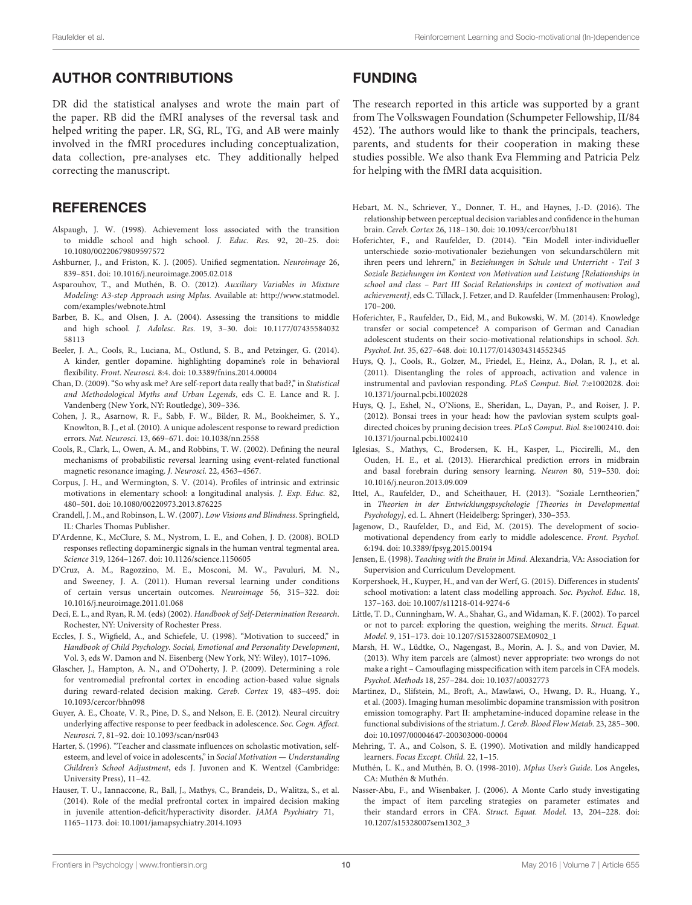## AUTHOR CONTRIBUTIONS

DR did the statistical analyses and wrote the main part of the paper. RB did the fMRI analyses of the reversal task and helped writing the paper. LR, SG, RL, TG, and AB were mainly involved in the fMRI procedures including conceptualization, data collection, pre-analyses etc. They additionally helped correcting the manuscript.

## FUNDING

The research reported in this article was supported by a grant from The Volkswagen Foundation (Schumpeter Fellowship, II/84 452). The authors would like to thank the principals, teachers, parents, and students for their cooperation in making these studies possible. We also thank Eva Flemming and Patricia Pelz for helping with the fMRI data acquisition.

## REFERENCES

Alspaugh, J. W. (1998). Achievement loss associated with the transition to middle school and high school. *J. Educ. Res.* 92, 20–25. doi: 10.1080/00220679809597572

Ashburner, J., and Friston, K. J. (2005). Unified segmentation. *Neuroimage* 26, 839–851. doi: 10.1016/j.neuroimage.2005.02.018

Asparouhov, T., and Muthén, B. O. (2012). *Auxiliary Variables in Mixture Modeling: A3-step Approach using Mplus.* Available at: http://www.statmodel.com/examples/webnote.html

Barber, B. K., and Olsen, J. A. (2004). Assessing the transitions to middle and high school. *J. Adolesc. Res.* 19, 3–30. doi: 10.1177/0743558403258113

Beeler, J. A., Cools, R., Luciana, M., Ostlund, S. B., and Petzinger, G. (2014). A kinder, gentler dopamine. highlighting dopamine's role in behavioral flexibility. *Front. Neurosci.* 8:4. doi: 10.3389/fnins.2014.00004

Chan, D. (2009). "So why ask me? Are self-report data really that bad?," in *Statistical and Methodological Myths and Urban Legends*, eds C. E. Lance and R. J. Vandenberg (New York, NY: Routledge), 309–336.

Cohen, J. R., Asarnow, R. F., Sabb, F. W., Bilder, R. M., Bookheimer, S. Y., Knowlton, B. J., et al. (2010). A unique adolescent response to reward prediction errors. *Nat. Neurosci.* 13, 669–671. doi: 10.1038/nn.2558

Cools, R., Clark, L., Owen, A. M., and Robbins, T. W. (2002). Defining the neural mechanisms of probabilistic reversal learning using event-related functional magnetic resonance imaging. *J. Neurosci.* 22, 4563–4567.

Corpus, J. H., and Wermington, S. V. (2014). Profiles of intrinsic and extrinsic motivations in elementary school: a longitudinal analysis. *J. Exp. Educ.* 82, 480–501. doi: 10.1080/00220973.2013.876225

Crandell, J. M., and Robinson, L. W. (2007). *Low Visions and Blindness*. Springfield, IL: Charles Thomas Publisher.

D'Ardenne, K., McClure, S. M., Nystrom, L. E., and Cohen, J. D. (2008). BOLD responses reflecting dopaminergic signals in the human ventral tegmental area. *Science* 319, 1264–1267. doi: 10.1126/science.1150605

D'Cruz, A. M., Ragozzino, M. E., Mosconi, M. W., Pavuluri, M. N., and Sweeney, J. A. (2011). Human reversal learning under conditions of certain versus uncertain outcomes. *Neuroimage* 56, 315–322. doi: 10.1016/j.neuroimage.2011.01.068

Deci, E. L., and Ryan, R. M. (eds) (2002). *Handbook of Self-Determination Research*. Rochester, NY: University of Rochester Press.

Eccles, J. S., Wigfield, A., and Schiefele, U. (1998). "Motivation to succeed," in *Handbook of Child Psychology. Social, Emotional and Personality Development*, Vol. 3, eds W. Damon and N. Eisenberg (New York, NY: Wiley), 1017–1096.

Glascher, J., Hampton, A. N., and O'Doherty, J. P. (2009). Determining a role for ventromedial prefrontal cortex in encoding action-based value signals during reward-related decision making. *Cereb. Cortex* 19, 483–495. doi: 10.1093/cercor/bhn098

Guyer, A. E., Choate, V. R., Pine, D. S., and Nelson, E. E. (2012). Neural circuitry underlying affective response to peer feedback in adolescence. *Soc. Cogn. Affect. Neurosci.* 7, 81–92. doi: 10.1093/scan/nsr043

Harter, S. (1996). "Teacher and classmate influences on scholastic motivation, self-esteem, and level of voice in adolescents," in *Social Motivation — Understanding Children's School Adjustment*, eds J. Juvonen and K. Wentzel (Cambridge: University Press), 11–42.

Hauser, T. U., Iannaccone, R., Ball, J., Mathys, C., Brandeis, D., Walitza, S., et al. (2014). Role of the medial prefrontal cortex in impaired decision making in juvenile attention-deficit/hyperactivity disorder. *JAMA Psychiatry* 71, 1165–1173. doi: 10.1001/jamapsychiatry.2014.1093

Hebart, M. N., Schriever, Y., Donner, T. H., and Haynes, J.-D. (2016). The relationship between perceptual decision variables and confidence in the human brain. *Cereb. Cortex* 26, 118–130. doi: 10.1093/cercor/bhu181

Hoferichter, F., and Raufelder, D. (2014). "Ein Modell inter-individueller unterschiede sozio-motivationaler beziehungen von sekundarschülern mit ihren peers und lehrern," in *Beziehungen in Schule und Unterricht - Teil 3 Soziale Beziehungen im Kontext von Motivation und Leistung [Relationships in school and class – Part III Social Relationships in context of motivation and achievement]*, eds C. Tillack, J. Fetzer, and D. Raufelder (Immenhausen: Prolog), 170–200.

Hoferichter, F., Raufelder, D., Eid, M., and Bukowski, W. M. (2014). Knowledge transfer or social competence? A comparison of German and Canadian adolescent students on their socio-motivational relationships in school. *Sch. Psychol. Int.* 35, 627–648. doi: 10.1177/0143034314552345

Huys, Q. J., Cools, R., Golzer, M., Friedel, E., Heinz, A., Dolan, R. J., et al. (2011). Disentangling the roles of approach, activation and valence in instrumental and pavlovian responding. *PLoS Comput. Biol.* 7:e1002028. doi: 10.1371/journal.pcbi.1002028

Huys, Q. J., Eshel, N., O'Nions, E., Sheridan, L., Dayan, P., and Roiser, J. P. (2012). Bonsai trees in your head: how the pavlovian system sculpts goal-directed choices by pruning decision trees. *PLoS Comput. Biol.* 8:e1002410. doi: 10.1371/journal.pcbi.1002410

Iglesias, S., Mathys, C., Brodersen, K. H., Kasper, L., Piccirelli, M., den Ouden, H. E., et al. (2013). Hierarchical prediction errors in midbrain and basal forebrain during sensory learning. *Neuron* 80, 519–530. doi: 10.1016/j.neuron.2013.09.009

Ittel, A., Raufelder, D., and Scheithauer, H. (2013). "Soziale Lerntheorien," in *Theorien in der Entwicklungspsychologie [Theories in Developmental Psychology]*, ed. L. Ahnert (Heidelberg: Springer), 330–353.

Jagenow, D., Raufelder, D., and Eid, M. (2015). The development of socio-motivational dependency from early to middle adolescence. *Front. Psychol.* 6:194. doi: 10.3389/fpsyg.2015.00194

Jensen, E. (1998). *Teaching with the Brain in Mind*. Alexandria, VA: Association for Supervision and Curriculum Development.

Korpershoek, H., Kuyper, H., and van der Werf, G. (2015). Differences in students' school motivation: a latent class modelling approach. *Soc. Psychol. Educ.* 18, 137–163. doi: 10.1007/s11218-014-9274-6

Little, T. D., Cunningham, W. A., Shahar, G., and Widaman, K. F. (2002). To parcel or not to parcel: exploring the question, weighing the merits. *Struct. Equat. Model.* 9, 151–173. doi: 10.1207/S15328007SEM0902_1

Marsh, H. W., Lüdtke, O., Nagengast, B., Morin, A. J. S., and von Davier, M. (2013). Why item parcels are (almost) never appropriate: two wrongs do not make a right – Camouflaging misspecification with item parcels in CFA models. *Psychol. Methods* 18, 257–284. doi: 10.1037/a0032773

Martinez, D., Slifstein, M., Broft, A., Mawlawi, O., Hwang, D. R., Huang, Y., et al. (2003). Imaging human mesolimbic dopamine transmission with positron emission tomography. Part II: amphetamine-induced dopamine release in the functional subdivisions of the striatum. *J. Cereb. Blood Flow Metab.* 23, 285–300. doi: 10.1097/00004647-200303000-00004

Mehring, T. A., and Colson, S. E. (1990). Motivation and mildly handicapped learners. *Focus Except. Child.* 22, 1–15.

Muthén, L. K., and Muthén, B. O. (1998-2010). *Mplus User's Guide*. Los Angeles, CA: Muthén & Muthén.

Nasser-Abu, F., and Wisenbaker, J. (2006). A Monte Carlo study investigating the impact of item parceling strategies on parameter estimates and their standard errors in CFA. *Struct. Equat. Model.* 13, 204–228. doi: 10.1207/s15328007sem1302_3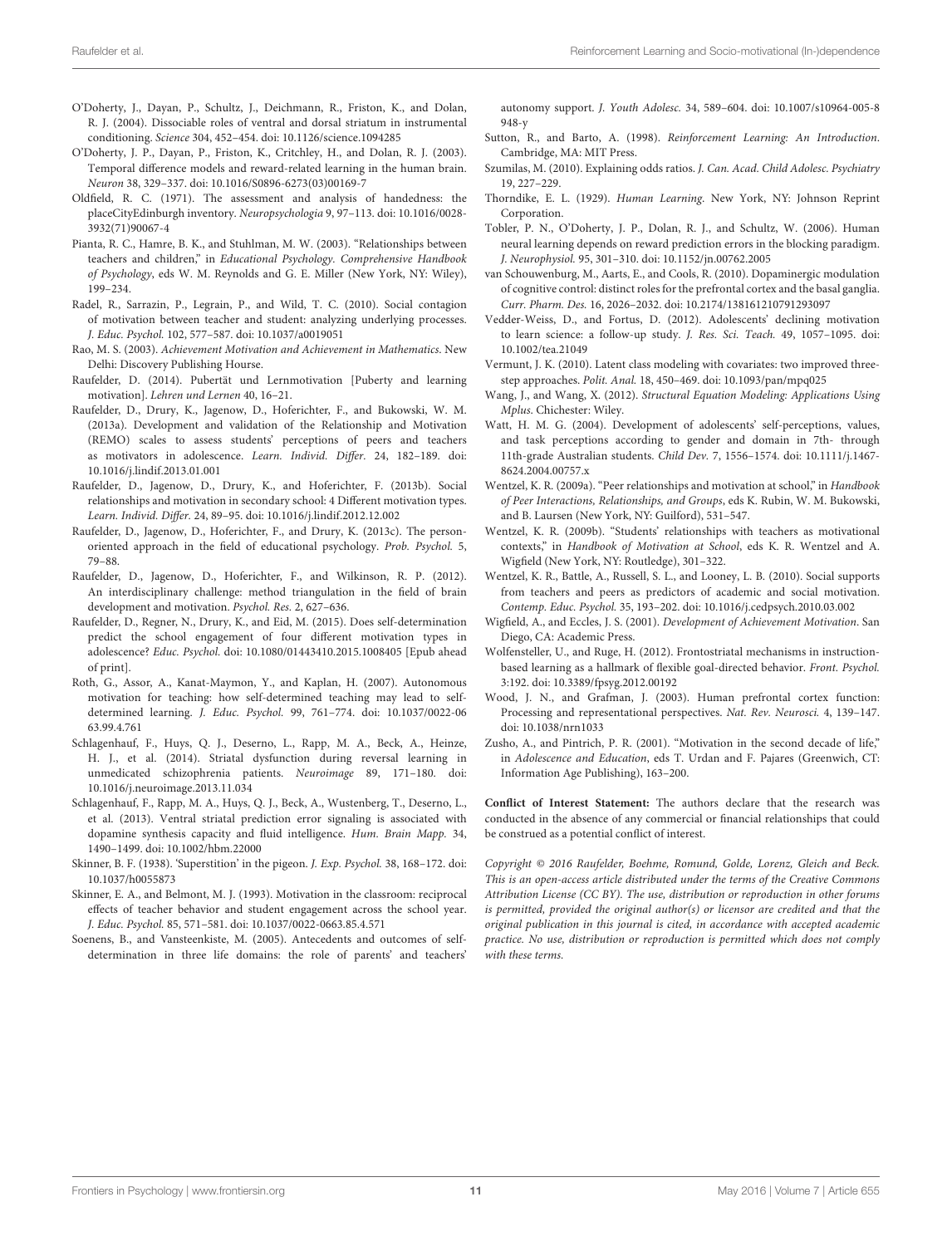O'Doherty, J., Dayan, P., Schultz, J., Deichmann, R., Friston, K., and Dolan, R. J. (2004). Dissociable roles of ventral and dorsal striatum in instrumental conditioning. *Science* 304, 452–454. doi: 10.1126/science.1094285

O'Doherty, J. P., Dayan, P., Friston, K., Critchley, H., and Dolan, R. J. (2003). Temporal difference models and reward-related learning in the human brain. *Neuron* 38, 329–337. doi: 10.1016/S0896-6273(03)00169-7

Oldfield, R. C. (1971). The assessment and analysis of handedness: the placeCityEdinburgh inventory. *Neuropsychologia* 9, 97–113. doi: 10.1016/0028-3932(71)90067-4

Pianta, R. C., Hamre, B. K., and Stuhlman, M. W. (2003). "Relationships between teachers and children," in *Educational Psychology. Comprehensive Handbook of Psychology*, eds W. M. Reynolds and G. E. Miller (New York, NY: Wiley), 199–234.

Radel, R., Sarrazin, P., Legrain, P., and Wild, T. C. (2010). Social contagion of motivation between teacher and student: analyzing underlying processes. *J. Educ. Psychol.* 102, 577–587. doi: 10.1037/a0019051

Rao, M. S. (2003). *Achievement Motivation and Achievement in Mathematics*. New Delhi: Discovery Publishing Hourse.

Raufelder, D. (2014). Pubertät und Lernmotivation [Puberty and learning motivation]. *Lehren und Lernen* 40, 16–21.

Raufelder, D., Drury, K., Jagenow, D., Hoferichter, F., and Bukowski, W. M. (2013a). Development and validation of the Relationship and Motivation (REMO) scales to assess students' perceptions of peers and teachers as motivators in adolescence. *Learn. Individ. Differ.* 24, 182–189. doi: 10.1016/j.lindif.2013.01.001

Raufelder, D., Jagenow, D., Drury, K., and Hoferichter, F. (2013b). Social relationships and motivation in secondary school: 4 Different motivation types. *Learn. Individ. Differ.* 24, 89–95. doi: 10.1016/j.lindif.2012.12.002

Raufelder, D., Jagenow, D., Hoferichter, F., and Drury, K. (2013c). The person-oriented approach in the field of educational psychology. *Prob. Psychol.* 5, 79–88.

Raufelder, D., Jagenow, D., Hoferichter, F., and Wilkinson, R. P. (2012). An interdisciplinary challenge: method triangulation in the field of brain development and motivation. *Psychol. Res.* 2, 627–636.

Raufelder, D., Regner, N., Drury, K., and Eid, M. (2015). Does self-determination predict the school engagement of four different motivation types in adolescence? *Educ. Psychol.* doi: 10.1080/01443410.2015.1008405 [Epub ahead of print].

Roth, G., Assor, A., Kanat-Maymon, Y., and Kaplan, H. (2007). Autonomous motivation for teaching: how self-determined teaching may lead to self-determined learning. *J. Educ. Psychol.* 99, 761–774. doi: 10.1037/0022-0663.99.4.761

Schlagenhauf, F., Huys, Q. J., Deserno, L., Rapp, M. A., Beck, A., Heinze, H. J., et al. (2014). Striatal dysfunction during reversal learning in unmedicated schizophrenia patients. *Neuroimage* 89, 171–180. doi: 10.1016/j.neuroimage.2013.11.034

Schlagenhauf, F., Rapp, M. A., Huys, Q. J., Beck, A., Wustenberg, T., Deserno, L., et al. (2013). Ventral striatal prediction error signaling is associated with dopamine synthesis capacity and fluid intelligence. *Hum. Brain Mapp.* 34, 1490–1499. doi: 10.1002/hbm.22000

Skinner, B. F. (1938). 'Superstition' in the pigeon. *J. Exp. Psychol.* 38, 168–172. doi: 10.1037/h0055873

Skinner, E. A., and Belmont, M. J. (1993). Motivation in the classroom: reciprocal effects of teacher behavior and student engagement across the school year. *J. Educ. Psychol.* 85, 571–581. doi: 10.1037/0022-0663.85.4.571

Soenens, B., and Vansteenkiste, M. (2005). Antecedents and outcomes of self-determination in three life domains: the role of parents' and teachers' autonomy support. *J. Youth Adolesc.* 34, 589–604. doi: 10.1007/s10964-005-8948-y

Sutton, R., and Barto, A. (1998). *Reinforcement Learning: An Introduction*. Cambridge, MA: MIT Press.

Szumilas, M. (2010). Explaining odds ratios. *J. Can. Acad. Child Adolesc. Psychiatry* 19, 227–229.

Thorndike, E. L. (1929). *Human Learning*. New York, NY: Johnson Reprint Corporation.

Tobler, P. N., O'Doherty, J. P., Dolan, R. J., and Schultz, W. (2006). Human neural learning depends on reward prediction errors in the blocking paradigm. *J. Neurophysiol.* 95, 301–310. doi: 10.1152/jn.00762.2005

van Schouwenburg, M., Aarts, E., and Cools, R. (2010). Dopaminergic modulation of cognitive control: distinct roles for the prefrontal cortex and the basal ganglia. *Curr. Pharm. Des.* 16, 2026–2032. doi: 10.2174/138161210791293097

Vedder-Weiss, D., and Fortus, D. (2012). Adolescents' declining motivation to learn science: a follow-up study. *J. Res. Sci. Teach.* 49, 1057–1095. doi: 10.1002/tea.21049

Vermunt, J. K. (2010). Latent class modeling with covariates: two improved three-step approaches. *Polit. Anal.* 18, 450–469. doi: 10.1093/pan/mpq025

Wang, J., and Wang, X. (2012). *Structural Equation Modeling: Applications Using Mplus*. Chichester: Wiley.

Watt, H. M. G. (2004). Development of adolescents' self-perceptions, values, and task perceptions according to gender and domain in 7th- through 11th-grade Australian students. *Child Dev.* 7, 1556–1574. doi: 10.1111/j.1467-8624.2004.00757.x

Wentzel, K. R. (2009a). "Peer relationships and motivation at school," in *Handbook of Peer Interactions, Relationships, and Groups*, eds K. Rubin, W. M. Bukowski, and B. Laursen (New York, NY: Guilford), 531–547.

Wentzel, K. R. (2009b). "Students' relationships with teachers as motivational contexts," in *Handbook of Motivation at School*, eds K. R. Wentzel and A. Wigfield (New York, NY: Routledge), 301–322.

Wentzel, K. R., Battle, A., Russell, S. L., and Looney, L. B. (2010). Social supports from teachers and peers as predictors of academic and social motivation. *Contemp. Educ. Psychol.* 35, 193–202. doi: 10.1016/j.cedpsych.2010.03.002

Wigfield, A., and Eccles, J. S. (2001). *Development of Achievement Motivation*. San Diego, CA: Academic Press.

Wolfensteller, U., and Ruge, H. (2012). Frontostriatal mechanisms in instruction-based learning as a hallmark of flexible goal-directed behavior. *Front. Psychol.* 3:192. doi: 10.3389/fpsyg.2012.00192

Wood, J. N., and Grafman, J. (2003). Human prefrontal cortex function: Processing and representational perspectives. *Nat. Rev. Neurosci.* 4, 139–147. doi: 10.1038/nrn1033

Zusho, A., and Pintrich, P. R. (2001). "Motivation in the second decade of life," in *Adolescence and Education*, eds T. Urdan and F. Pajares (Greenwich, CT: Information Age Publishing), 163–200.

**Conflict of Interest Statement:** The authors declare that the research was conducted in the absence of any commercial or financial relationships that could be construed as a potential conflict of interest.

*Copyright © 2016 Raufelder, Boehme, Romund, Golde, Lorenz, Gleich and Beck. This is an open-access article distributed under the terms of the Creative Commons Attribution License (CC BY). The use, distribution or reproduction in other forums is permitted, provided the original author(s) or licensor are credited and that the original publication in this journal is cited, in accordance with accepted academic practice. No use, distribution or reproduction is permitted which does not comply with these terms.*